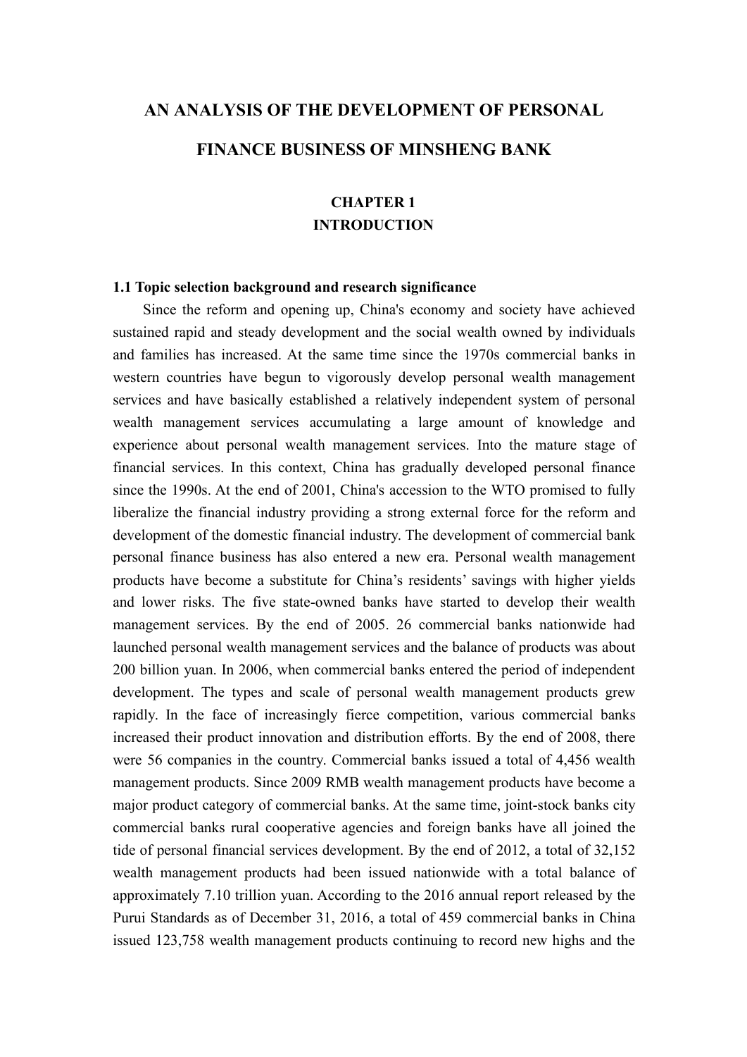# AN ANALYSIS OF THE DEVELOPMENT OF PERSONAL FINANCE BUSINESS OF MINSHENG BANK

## CHAPTER 1
## INTRODUCTION

### 1.1 Topic selection background and research significance

Since the reform and opening up, China's economy and society have achieved sustained rapid and steady development and the social wealth owned by individuals and families has increased. At the same time since the 1970s commercial banks in western countries have begun to vigorously develop personal wealth management services and have basically established a relatively independent system of personal wealth management services accumulating a large amount of knowledge and experience about personal wealth management services. Into the mature stage of financial services. In this context, China has gradually developed personal finance since the 1990s. At the end of 2001, China's accession to the WTO promised to fully liberalize the financial industry providing a strong external force for the reform and development of the domestic financial industry. The development of commercial bank personal finance business has also entered a new era. Personal wealth management products have become a substitute for China's residents' savings with higher yields and lower risks. The five state-owned banks have started to develop their wealth management services. By the end of 2005. 26 commercial banks nationwide had launched personal wealth management services and the balance of products was about 200 billion yuan. In 2006, when commercial banks entered the period of independent development. The types and scale of personal wealth management products grew rapidly. In the face of increasingly fierce competition, various commercial banks increased their product innovation and distribution efforts. By the end of 2008, there were 56 companies in the country. Commercial banks issued a total of 4,456 wealth management products. Since 2009 RMB wealth management products have become a major product category of commercial banks. At the same time, joint-stock banks city commercial banks rural cooperative agencies and foreign banks have all joined the tide of personal financial services development. By the end of 2012, a total of 32,152 wealth management products had been issued nationwide with a total balance of approximately 7.10 trillion yuan. According to the 2016 annual report released by the Purui Standards as of December 31, 2016, a total of 459 commercial banks in China issued 123,758 wealth management products continuing to record new highs and the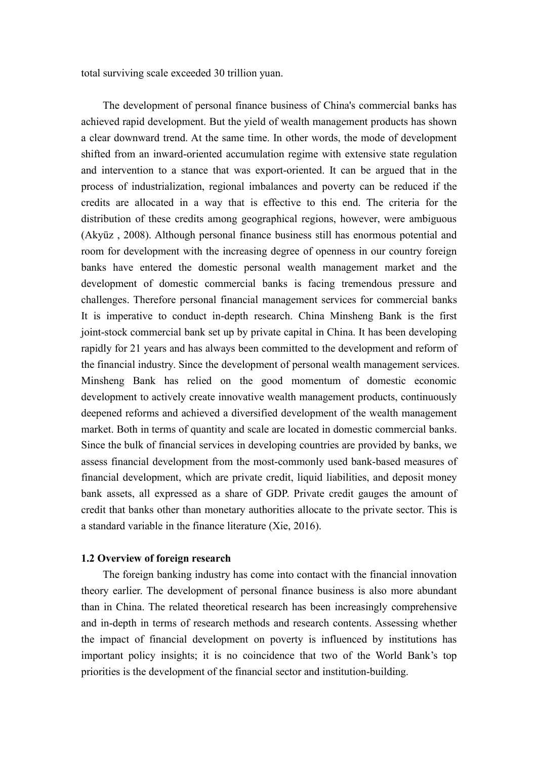total surviving scale exceeded 30 trillion yuan.

The development of personal finance business of China's commercial banks has achieved rapid development. But the yield of wealth management products has shown a clear downward trend. At the same time. In other words, the mode of development shifted from an inward-oriented accumulation regime with extensive state regulation and intervention to a stance that was export-oriented. It can be argued that in the process of industrialization, regional imbalances and poverty can be reduced if the credits are allocated in a way that is effective to this end. The criteria for the distribution of these credits among geographical regions, however, were ambiguous (Akyüz , 2008). Although personal finance business still has enormous potential and room for development with the increasing degree of openness in our country foreign banks have entered the domestic personal wealth management market and the development of domestic commercial banks is facing tremendous pressure and challenges. Therefore personal financial management services for commercial banks It is imperative to conduct in-depth research. China Minsheng Bank is the first joint-stock commercial bank set up by private capital in China. It has been developing rapidly for 21 years and has always been committed to the development and reform of the financial industry. Since the development of personal wealth management services. Minsheng Bank has relied on the good momentum of domestic economic development to actively create innovative wealth management products, continuously deepened reforms and achieved a diversified development of the wealth management market. Both in terms of quantity and scale are located in domestic commercial banks. Since the bulk of financial services in developing countries are provided by banks, we assess financial development from the most-commonly used bank-based measures of financial development, which are private credit, liquid liabilities, and deposit money bank assets, all expressed as a share of GDP. Private credit gauges the amount of credit that banks other than monetary authorities allocate to the private sector. This is a standard variable in the finance literature (Xie, 2016).

**1.2 Overview of foreign research**

The foreign banking industry has come into contact with the financial innovation theory earlier. The development of personal finance business is also more abundant than in China. The related theoretical research has been increasingly comprehensive and in-depth in terms of research methods and research contents. Assessing whether the impact of financial development on poverty is influenced by institutions has important policy insights; it is no coincidence that two of the World Bank's top priorities is the development of the financial sector and institution-building.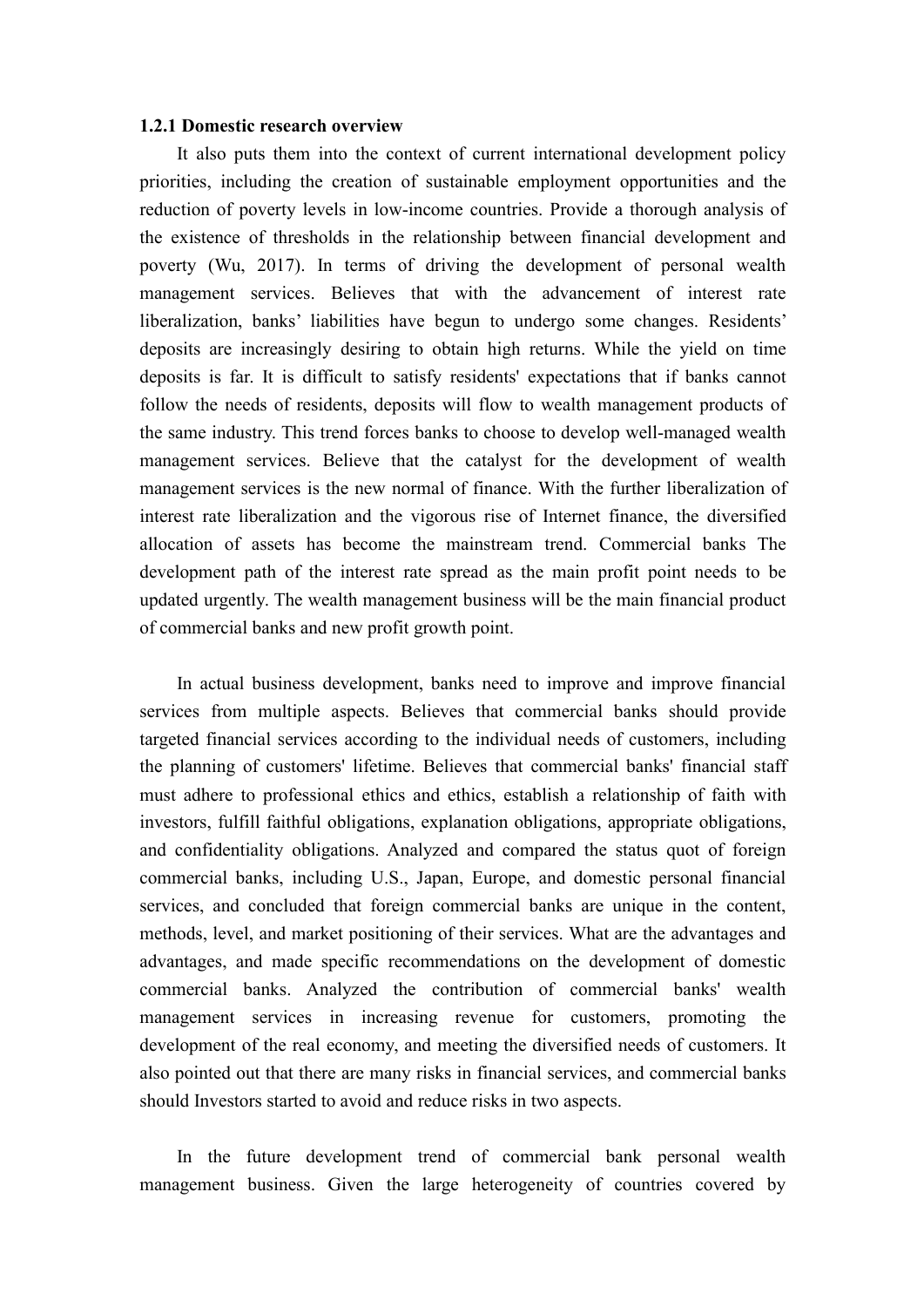**1.2.1 Domestic research overview**

It also puts them into the context of current international development policy priorities, including the creation of sustainable employment opportunities and the reduction of poverty levels in low-income countries. Provide a thorough analysis of the existence of thresholds in the relationship between financial development and poverty (Wu, 2017). In terms of driving the development of personal wealth management services. Believes that with the advancement of interest rate liberalization, banks' liabilities have begun to undergo some changes. Residents' deposits are increasingly desiring to obtain high returns. While the yield on time deposits is far. It is difficult to satisfy residents' expectations that if banks cannot follow the needs of residents, deposits will flow to wealth management products of the same industry. This trend forces banks to choose to develop well-managed wealth management services. Believe that the catalyst for the development of wealth management services is the new normal of finance. With the further liberalization of interest rate liberalization and the vigorous rise of Internet finance, the diversified allocation of assets has become the mainstream trend. Commercial banks The development path of the interest rate spread as the main profit point needs to be updated urgently. The wealth management business will be the main financial product of commercial banks and new profit growth point.

In actual business development, banks need to improve and improve financial services from multiple aspects. Believes that commercial banks should provide targeted financial services according to the individual needs of customers, including the planning of customers' lifetime. Believes that commercial banks' financial staff must adhere to professional ethics and ethics, establish a relationship of faith with investors, fulfill faithful obligations, explanation obligations, appropriate obligations, and confidentiality obligations. Analyzed and compared the status quot of foreign commercial banks, including U.S., Japan, Europe, and domestic personal financial services, and concluded that foreign commercial banks are unique in the content, methods, level, and market positioning of their services. What are the advantages and advantages, and made specific recommendations on the development of domestic commercial banks. Analyzed the contribution of commercial banks' wealth management services in increasing revenue for customers, promoting the development of the real economy, and meeting the diversified needs of customers. It also pointed out that there are many risks in financial services, and commercial banks should Investors started to avoid and reduce risks in two aspects.

In the future development trend of commercial bank personal wealth management business. Given the large heterogeneity of countries covered by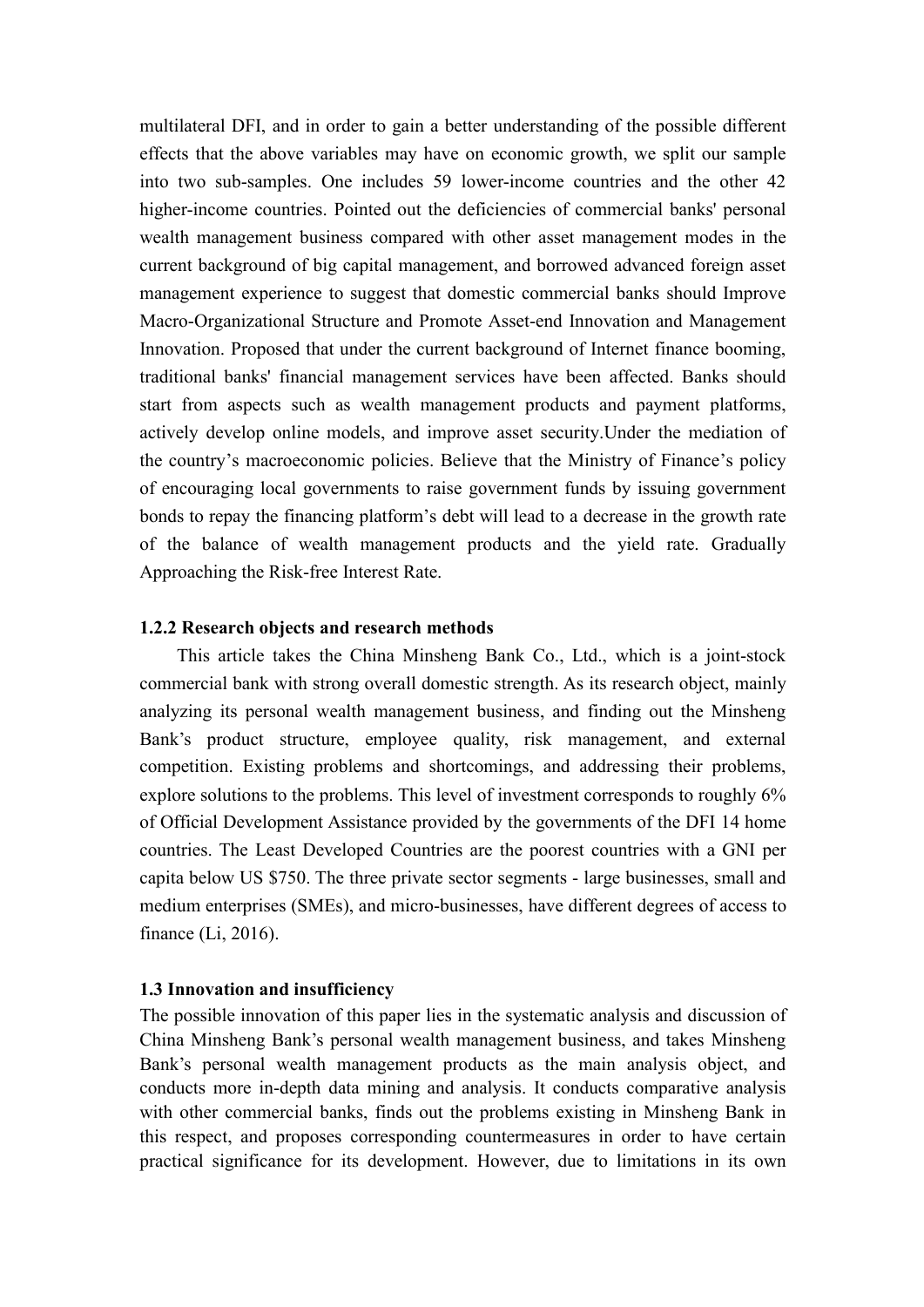multilateral DFI, and in order to gain a better understanding of the possible different effects that the above variables may have on economic growth, we split our sample into two sub-samples. One includes 59 lower-income countries and the other 42 higher-income countries. Pointed out the deficiencies of commercial banks' personal wealth management business compared with other asset management modes in the current background of big capital management, and borrowed advanced foreign asset management experience to suggest that domestic commercial banks should Improve Macro-Organizational Structure and Promote Asset-end Innovation and Management Innovation. Proposed that under the current background of Internet finance booming, traditional banks' financial management services have been affected. Banks should start from aspects such as wealth management products and payment platforms, actively develop online models, and improve asset security.Under the mediation of the country's macroeconomic policies. Believe that the Ministry of Finance's policy of encouraging local governments to raise government funds by issuing government bonds to repay the financing platform's debt will lead to a decrease in the growth rate of the balance of wealth management products and the yield rate. Gradually Approaching the Risk-free Interest Rate.

### 1.2.2 Research objects and research methods

This article takes the China Minsheng Bank Co., Ltd., which is a joint-stock commercial bank with strong overall domestic strength. As its research object, mainly analyzing its personal wealth management business, and finding out the Minsheng Bank's product structure, employee quality, risk management, and external competition. Existing problems and shortcomings, and addressing their problems, explore solutions to the problems. This level of investment corresponds to roughly 6% of Official Development Assistance provided by the governments of the DFI 14 home countries. The Least Developed Countries are the poorest countries with a GNI per capita below US $750. The three private sector segments - large businesses, small and medium enterprises (SMEs), and micro-businesses, have different degrees of access to finance (Li, 2016).

### 1.3 Innovation and insufficiency

The possible innovation of this paper lies in the systematic analysis and discussion of China Minsheng Bank's personal wealth management business, and takes Minsheng Bank's personal wealth management products as the main analysis object, and conducts more in-depth data mining and analysis. It conducts comparative analysis with other commercial banks, finds out the problems existing in Minsheng Bank in this respect, and proposes corresponding countermeasures in order to have certain practical significance for its development. However, due to limitations in its own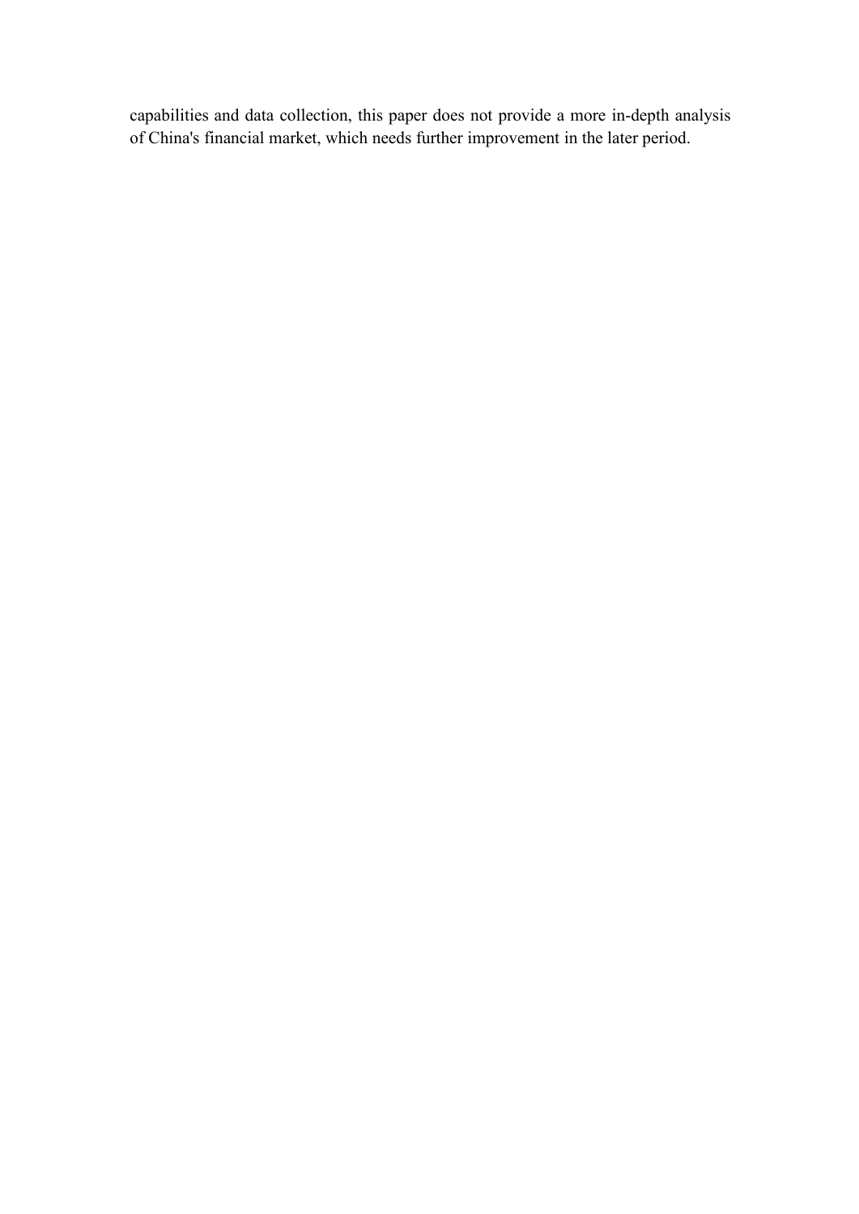capabilities and data collection, this paper does not provide a more in-depth analysis of China's financial market, which needs further improvement in the later period.